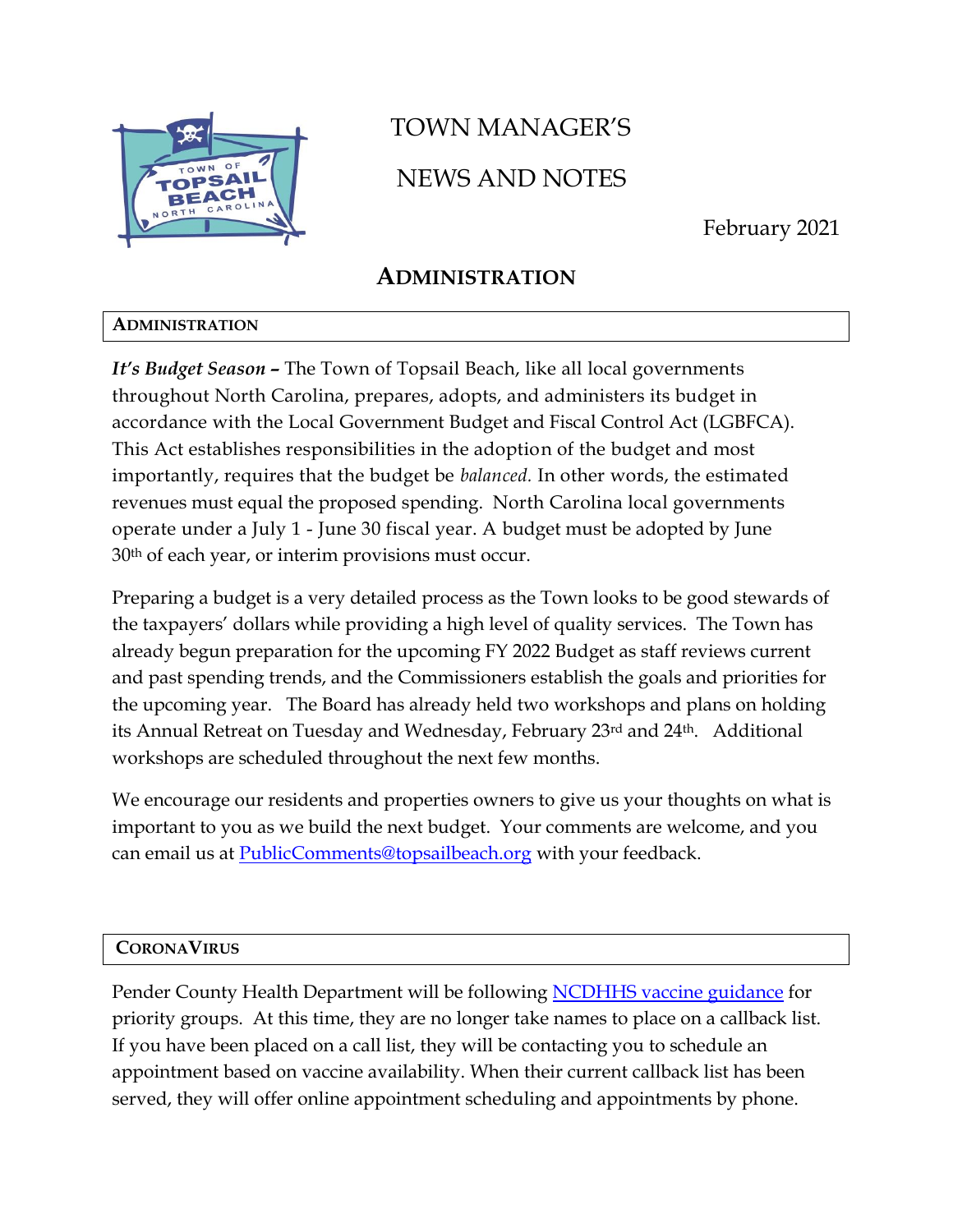# TOWN MANAGER'S

# NEWS AND NOTES

February 2021

## ADMINISTRATION

### ADMINISTRATION

***It's Budget Season –*** The Town of Topsail Beach, like all local governments throughout North Carolina, prepares, adopts, and administers its budget in accordance with the Local Government Budget and Fiscal Control Act (LGBFCA). This Act establishes responsibilities in the adoption of the budget and most importantly, requires that the budget be *balanced.* In other words, the estimated revenues must equal the proposed spending. North Carolina local governments operate under a July 1 - June 30 fiscal year. A budget must be adopted by June 30th of each year, or interim provisions must occur.

Preparing a budget is a very detailed process as the Town looks to be good stewards of the taxpayers' dollars while providing a high level of quality services. The Town has already begun preparation for the upcoming FY 2022 Budget as staff reviews current and past spending trends, and the Commissioners establish the goals and priorities for the upcoming year. The Board has already held two workshops and plans on holding its Annual Retreat on Tuesday and Wednesday, February 23rd and 24th. Additional workshops are scheduled throughout the next few months.

We encourage our residents and properties owners to give us your thoughts on what is important to you as we build the next budget. Your comments are welcome, and you can email us at [PublicComments@topsailbeach.org](mailto:PublicComments@topsailbeach.org) with your feedback.

### CORONAVIRUS

Pender County Health Department will be following [NCDHHS vaccine guidance](#) for priority groups. At this time, they are no longer take names to place on a callback list. If you have been placed on a call list, they will be contacting you to schedule an appointment based on vaccine availability. When their current callback list has been served, they will offer online appointment scheduling and appointments by phone.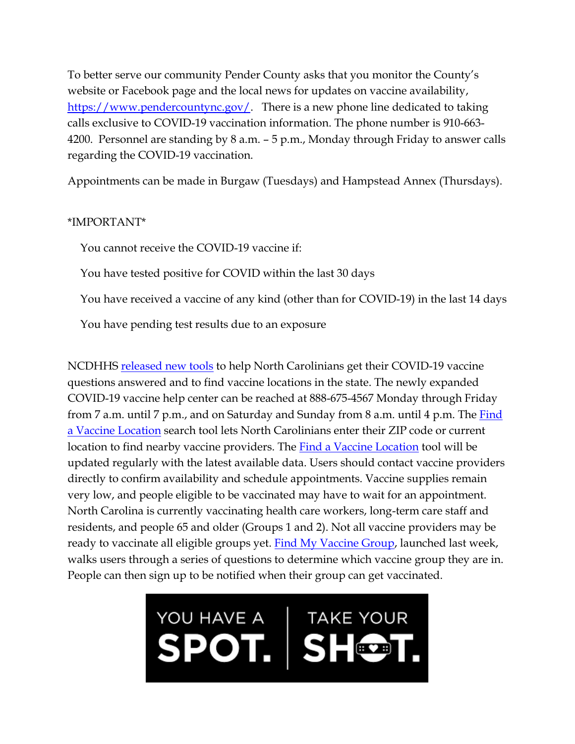To better serve our community Pender County asks that you monitor the County's website or Facebook page and the local news for updates on vaccine availability, [https://www.pendercountync.gov/](https://www.pendercountync.gov/). There is a new phone line dedicated to taking calls exclusive to COVID-19 vaccination information. The phone number is 910-663-4200. Personnel are standing by 8 a.m. – 5 p.m., Monday through Friday to answer calls regarding the COVID-19 vaccination.

Appointments can be made in Burgaw (Tuesdays) and Hampstead Annex (Thursdays).

*IMPORTANT*

You cannot receive the COVID-19 vaccine if:

You have tested positive for COVID within the last 30 days

You have received a vaccine of any kind (other than for COVID-19) in the last 14 days

You have pending test results due to an exposure

NCDHHS released new tools to help North Carolinians get their COVID-19 vaccine questions answered and to find vaccine locations in the state. The newly expanded COVID-19 vaccine help center can be reached at 888-675-4567 Monday through Friday from 7 a.m. until 7 p.m., and on Saturday and Sunday from 8 a.m. until 4 p.m. The Find a Vaccine Location search tool lets North Carolinians enter their ZIP code or current location to find nearby vaccine providers. The Find a Vaccine Location tool will be updated regularly with the latest available data. Users should contact vaccine providers directly to confirm availability and schedule appointments. Vaccine supplies remain very low, and people eligible to be vaccinated may have to wait for an appointment. North Carolina is currently vaccinating health care workers, long-term care staff and residents, and people 65 and older (Groups 1 and 2). Not all vaccine providers may be ready to vaccinate all eligible groups yet. Find My Vaccine Group, launched last week, walks users through a series of questions to determine which vaccine group they are in. People can then sign up to be notified when their group can get vaccinated.

YOU HAVE A SPOT. | TAKE YOUR SHOT.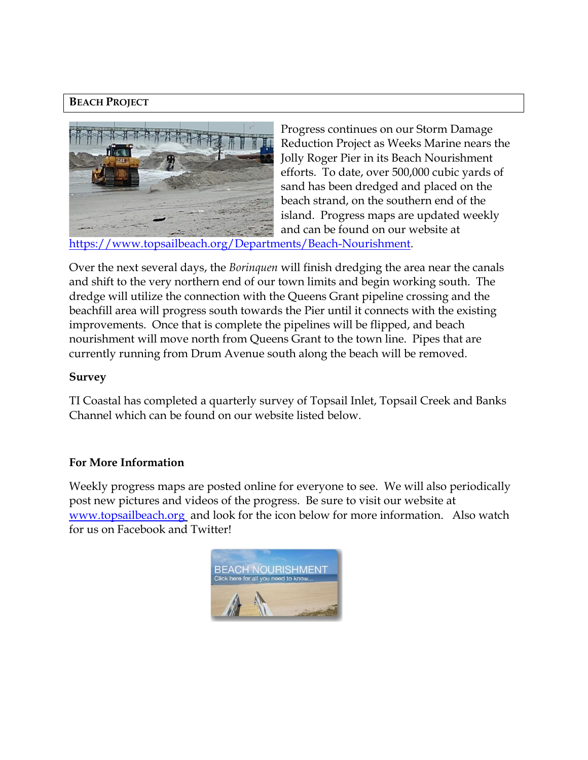## Beach Project

Progress continues on our Storm Damage Reduction Project as Weeks Marine nears the Jolly Roger Pier in its Beach Nourishment efforts. To date, over 500,000 cubic yards of sand has been dredged and placed on the beach strand, on the southern end of the island. Progress maps are updated weekly and can be found on our website at https://www.topsailbeach.org/Departments/Beach-Nourishment.

Over the next several days, the *Borinquen* will finish dredging the area near the canals and shift to the very northern end of our town limits and begin working south. The dredge will utilize the connection with the Queens Grant pipeline crossing and the beachfill area will progress south towards the Pier until it connects with the existing improvements. Once that is complete the pipelines will be flipped, and beach nourishment will move north from Queens Grant to the town line. Pipes that are currently running from Drum Avenue south along the beach will be removed.

### Survey

TI Coastal has completed a quarterly survey of Topsail Inlet, Topsail Creek and Banks Channel which can be found on our website listed below.

### For More Information

Weekly progress maps are posted online for everyone to see. We will also periodically post new pictures and videos of the progress. Be sure to visit our website at www.topsailbeach.org and look for the icon below for more information. Also watch for us on Facebook and Twitter!

BEACH NOURISHMENT
Click here for all you need to know...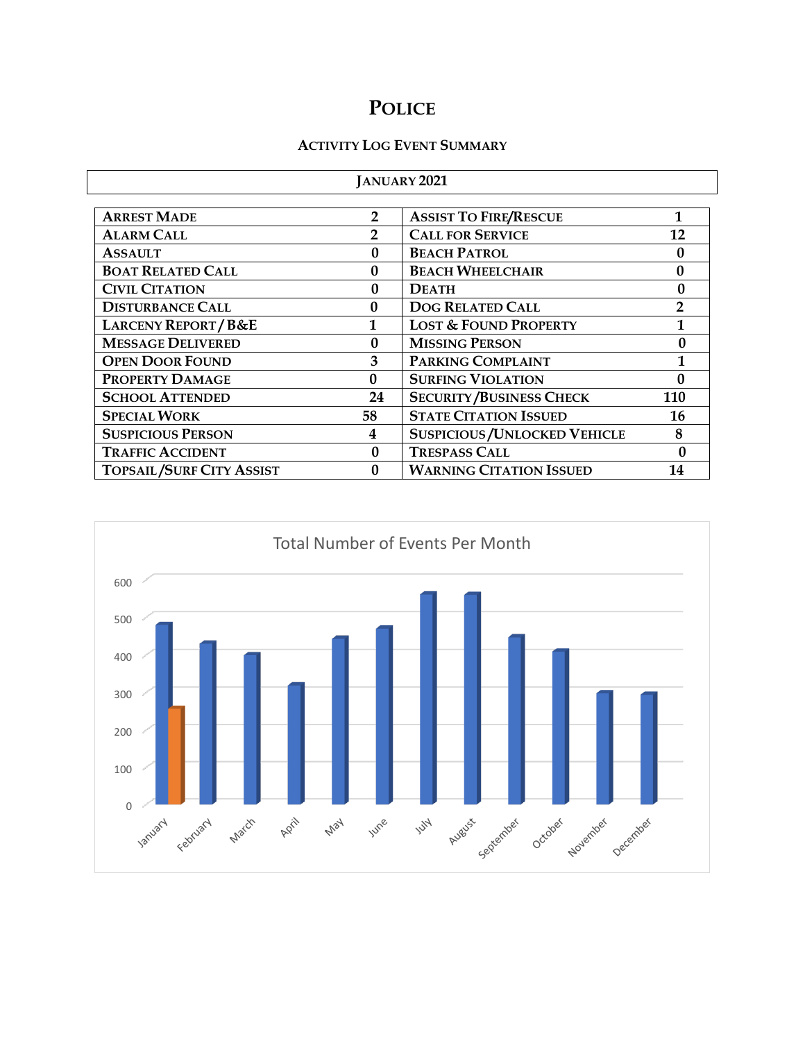# Police

### Activity Log Event Summary

| January 2021 | | | |
|---|---|---|---|
| Arrest Made | 2 | Assist To Fire/Rescue | 1 |
| Alarm Call | 2 | Call for Service | 12 |
| Assault | 0 | Beach Patrol | 0 |
| Boat Related Call | 0 | Beach Wheelchair | 0 |
| Civil Citation | 0 | Death | 0 |
| Disturbance Call | 0 | Dog Related Call | 2 |
| Larceny Report / B&E | 1 | Lost & Found Property | 1 |
| Message Delivered | 0 | Missing Person | 0 |
| Open Door Found | 3 | Parking Complaint | 1 |
| Property Damage | 0 | Surfing Violation | 0 |
| School Attended | 24 | Security /Business Check | 110 |
| Special Work | 58 | State Citation Issued | 16 |
| Suspicious Person | 4 | Suspicious /Unlocked Vehicle | 8 |
| Traffic Accident | 0 | Trespass Call | 0 |
| Topsail /Surf City Assist | 0 | Warning Citation Issued | 14 |

Total Number of Events Per Month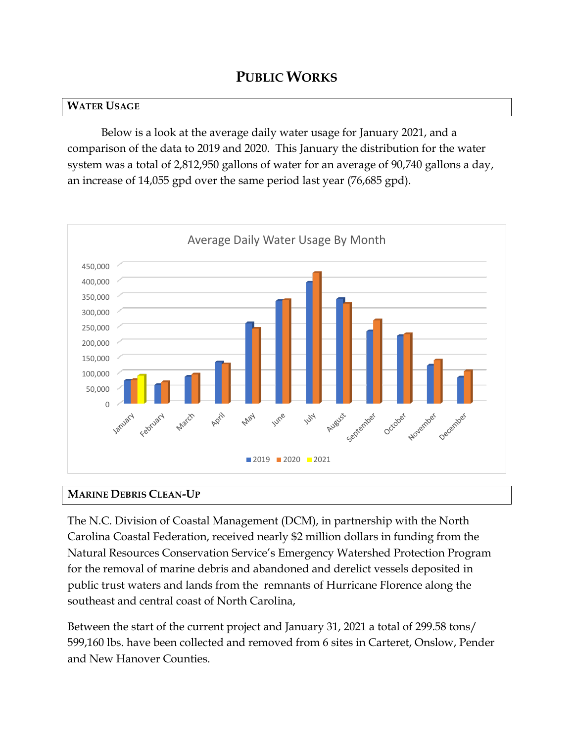# PUBLIC WORKS

## WATER USAGE

Below is a look at the average daily water usage for January 2021, and a comparison of the data to 2019 and 2020. This January the distribution for the water system was a total of 2,812,950 gallons of water for an average of 90,740 gallons a day, an increase of 14,055 gpd over the same period last year (76,685 gpd).

Average Daily Water Usage By Month

## MARINE DEBRIS CLEAN-UP

The N.C. Division of Coastal Management (DCM), in partnership with the North Carolina Coastal Federation, received nearly $2 million dollars in funding from the Natural Resources Conservation Service's Emergency Watershed Protection Program for the removal of marine debris and abandoned and derelict vessels deposited in public trust waters and lands from the remnants of Hurricane Florence along the southeast and central coast of North Carolina,

Between the start of the current project and January 31, 2021 a total of 299.58 tons/ 599,160 lbs. have been collected and removed from 6 sites in Carteret, Onslow, Pender and New Hanover Counties.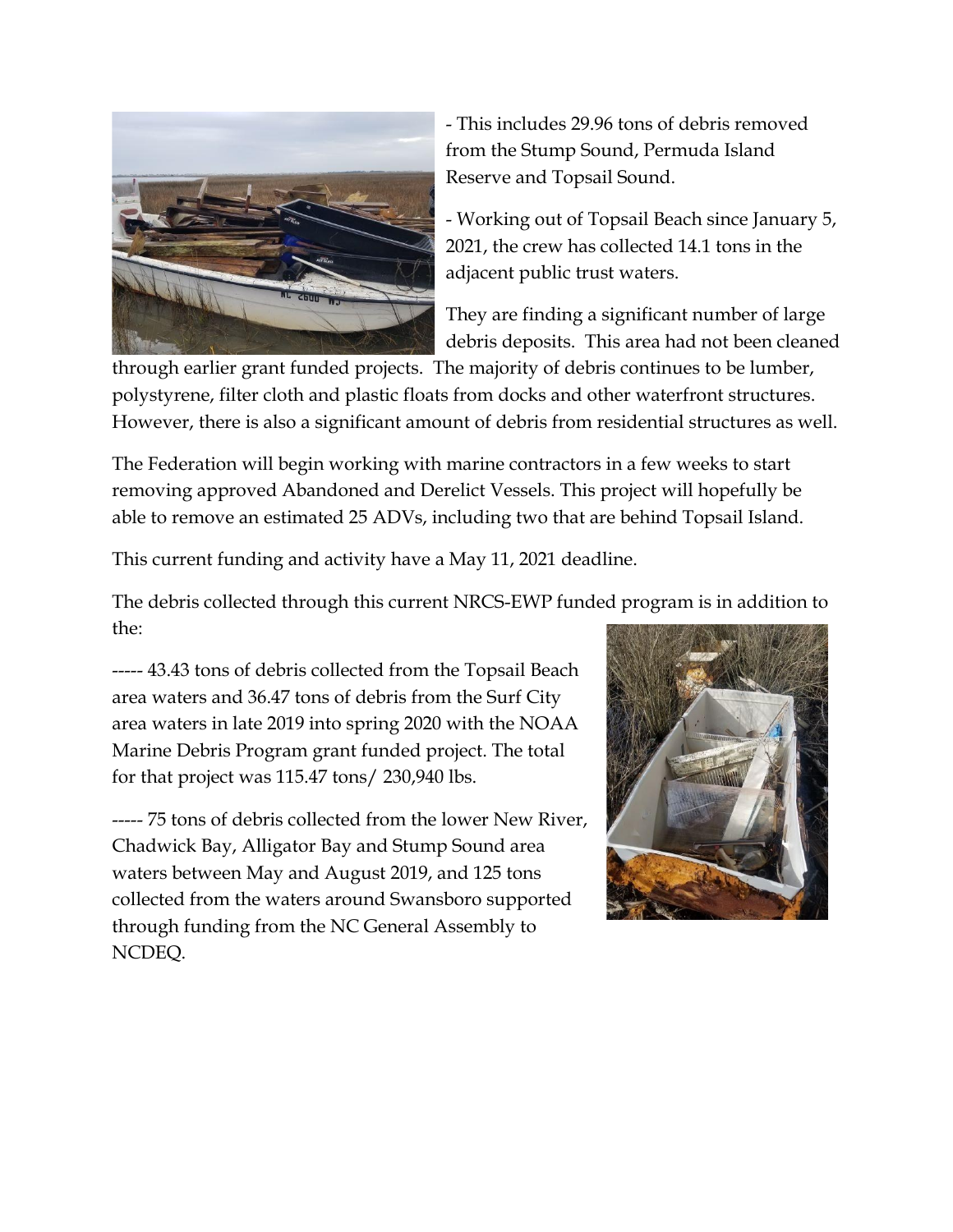- This includes 29.96 tons of debris removed from the Stump Sound, Permuda Island Reserve and Topsail Sound.

- Working out of Topsail Beach since January 5, 2021, the crew has collected 14.1 tons in the adjacent public trust waters.

They are finding a significant number of large debris deposits. This area had not been cleaned through earlier grant funded projects. The majority of debris continues to be lumber, polystyrene, filter cloth and plastic floats from docks and other waterfront structures. However, there is also a significant amount of debris from residential structures as well.

The Federation will begin working with marine contractors in a few weeks to start removing approved Abandoned and Derelict Vessels. This project will hopefully be able to remove an estimated 25 ADVs, including two that are behind Topsail Island.

This current funding and activity have a May 11, 2021 deadline.

The debris collected through this current NRCS-EWP funded program is in addition to the:

----- 43.43 tons of debris collected from the Topsail Beach area waters and 36.47 tons of debris from the Surf City area waters in late 2019 into spring 2020 with the NOAA Marine Debris Program grant funded project. The total for that project was 115.47 tons/ 230,940 lbs.

----- 75 tons of debris collected from the lower New River, Chadwick Bay, Alligator Bay and Stump Sound area waters between May and August 2019, and 125 tons collected from the waters around Swansboro supported through funding from the NC General Assembly to NCDEQ.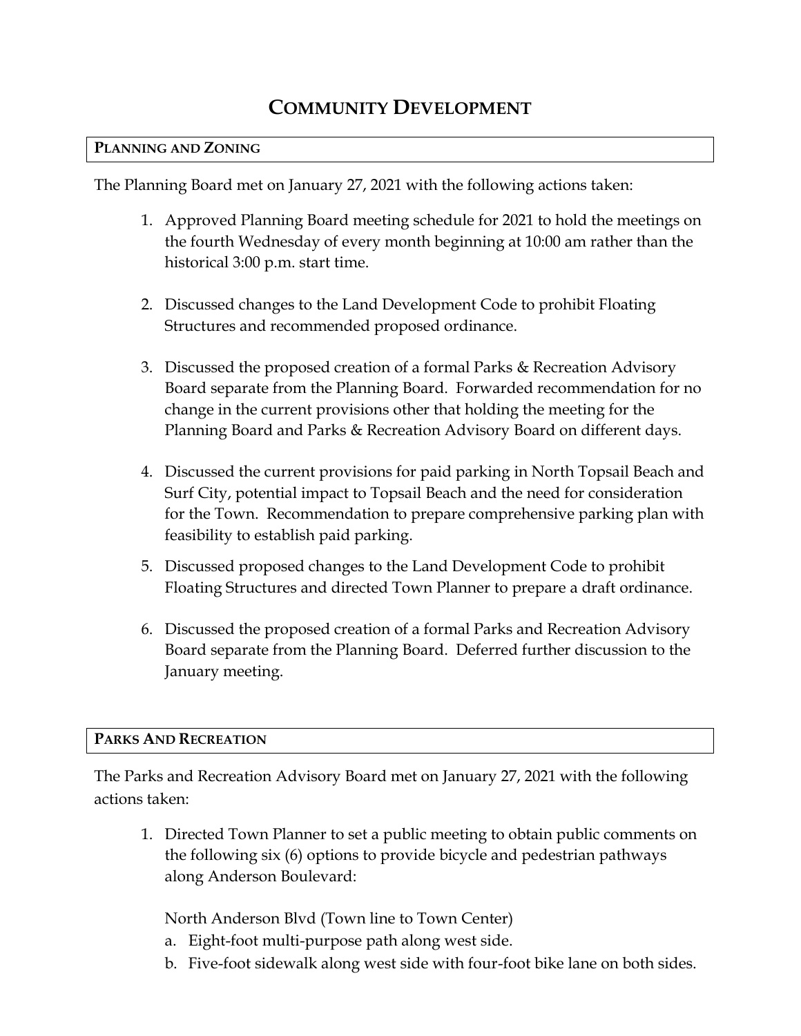# Community Development

## Planning and Zoning

The Planning Board met on January 27, 2021 with the following actions taken:

1. Approved Planning Board meeting schedule for 2021 to hold the meetings on the fourth Wednesday of every month beginning at 10:00 am rather than the historical 3:00 p.m. start time.

2. Discussed changes to the Land Development Code to prohibit Floating Structures and recommended proposed ordinance.

3. Discussed the proposed creation of a formal Parks & Recreation Advisory Board separate from the Planning Board. Forwarded recommendation for no change in the current provisions other that holding the meeting for the Planning Board and Parks & Recreation Advisory Board on different days.

4. Discussed the current provisions for paid parking in North Topsail Beach and Surf City, potential impact to Topsail Beach and the need for consideration for the Town. Recommendation to prepare comprehensive parking plan with feasibility to establish paid parking.

5. Discussed proposed changes to the Land Development Code to prohibit Floating Structures and directed Town Planner to prepare a draft ordinance.

6. Discussed the proposed creation of a formal Parks and Recreation Advisory Board separate from the Planning Board. Deferred further discussion to the January meeting.

## Parks And Recreation

The Parks and Recreation Advisory Board met on January 27, 2021 with the following actions taken:

1. Directed Town Planner to set a public meeting to obtain public comments on the following six (6) options to provide bicycle and pedestrian pathways along Anderson Boulevard:

   North Anderson Blvd (Town line to Town Center)

   a. Eight-foot multi-purpose path along west side.
   b. Five-foot sidewalk along west side with four-foot bike lane on both sides.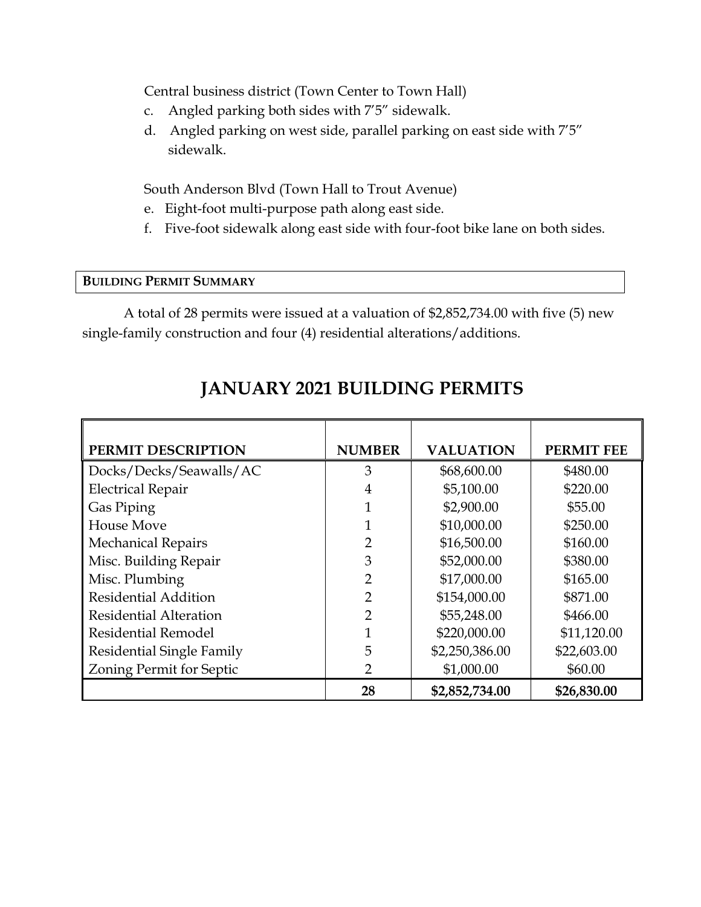Central business district (Town Center to Town Hall)

c. Angled parking both sides with 7'5" sidewalk.
d. Angled parking on west side, parallel parking on east side with 7'5" sidewalk.

South Anderson Blvd (Town Hall to Trout Avenue)

e. Eight-foot multi-purpose path along east side.
f. Five-foot sidewalk along east side with four-foot bike lane on both sides.

**BUILDING PERMIT SUMMARY**

A total of 28 permits were issued at a valuation of $2,852,734.00 with five (5) new single-family construction and four (4) residential alterations/additions.

# JANUARY 2021 BUILDING PERMITS

| PERMIT DESCRIPTION | NUMBER | VALUATION | PERMIT FEE |
|---|---|---|---|
| Docks/Decks/Seawalls/AC | 3 | $68,600.00 | $480.00 |
| Electrical Repair | 4 | $5,100.00 | $220.00 |
| Gas Piping | 1 | $2,900.00 | $55.00 |
| House Move | 1 | $10,000.00 | $250.00 |
| Mechanical Repairs | 2 | $16,500.00 | $160.00 |
| Misc. Building Repair | 3 | $52,000.00 | $380.00 |
| Misc. Plumbing | 2 | $17,000.00 | $165.00 |
| Residential Addition | 2 | $154,000.00 | $871.00 |
| Residential Alteration | 2 | $55,248.00 | $466.00 |
| Residential Remodel | 1 | $220,000.00 | $11,120.00 |
| Residential Single Family | 5 | $2,250,386.00 | $22,603.00 |
| Zoning Permit for Septic | 2 | $1,000.00 | $60.00 |
| | **28** | **$2,852,734.00** | **$26,830.00** |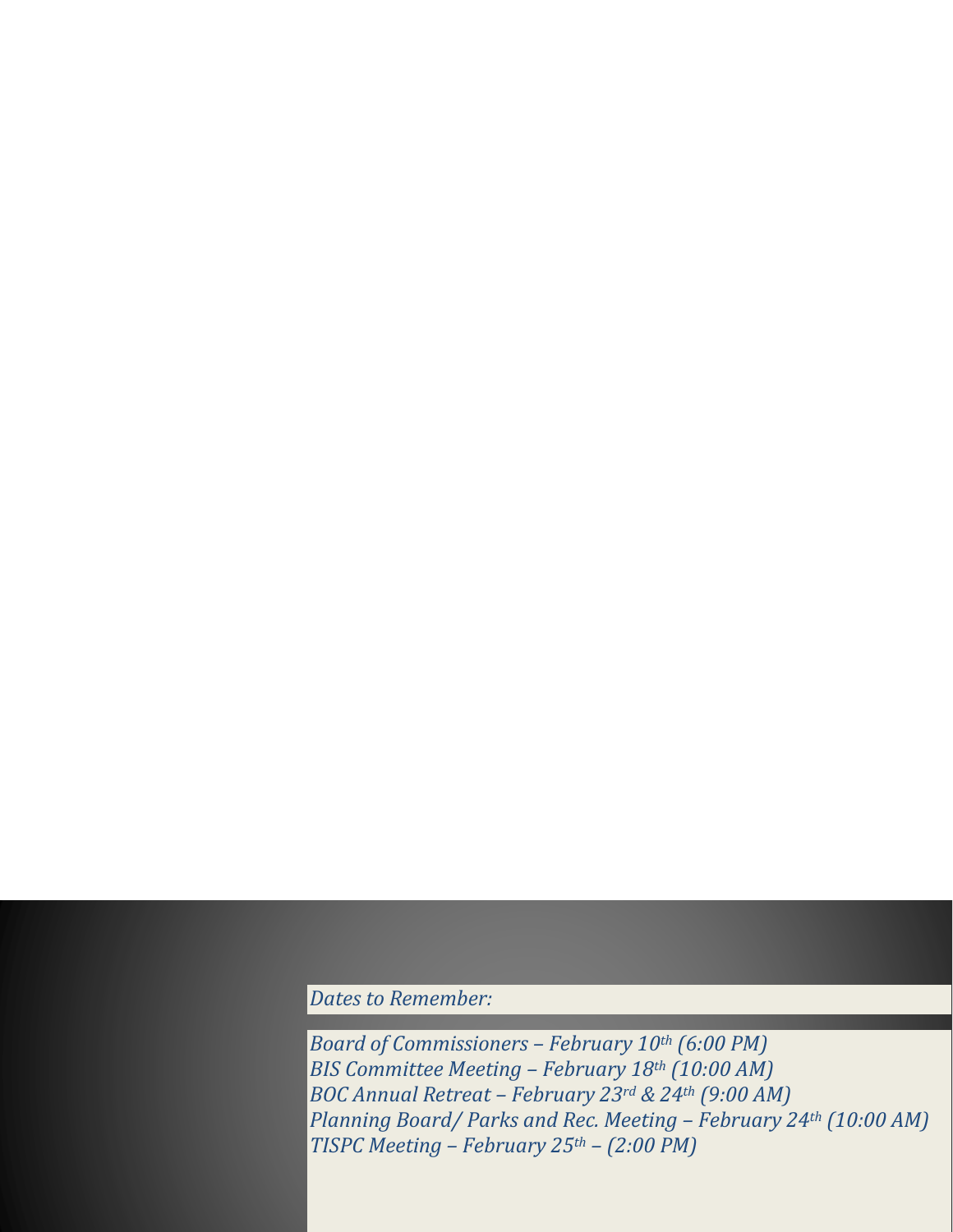*Dates to Remember:*

*Board of Commissioners – February 10th (6:00 PM)*
*BIS Committee Meeting – February 18th (10:00 AM)*
*BOC Annual Retreat – February 23rd & 24th (9:00 AM)*
*Planning Board/ Parks and Rec. Meeting – February 24th (10:00 AM)*
*TISPC Meeting – February 25th – (2:00 PM)*